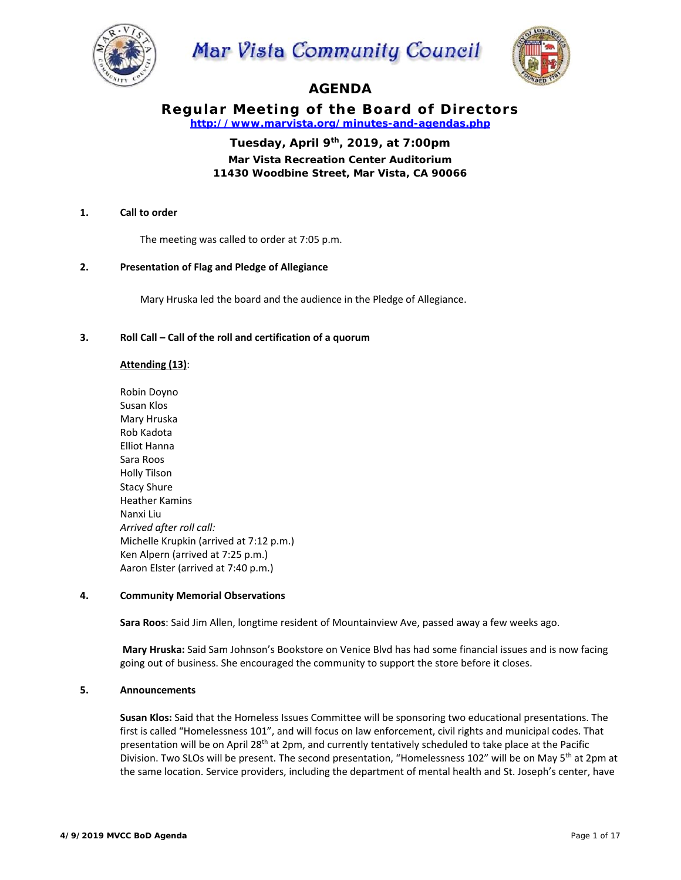# Mar Vista Community Council

## AGENDA

### Regular Meeting of the Board of Directors

**http://www.marvista.org/minutes-and-agendas.php**

**Tuesday, April 9th, 2019, at 7:00pm**

**Mar Vista Recreation Center Auditorium**
**11430 Woodbine Street, Mar Vista, CA 90066**

**1. Call to order**

The meeting was called to order at 7:05 p.m.

**2. Presentation of Flag and Pledge of Allegiance**

Mary Hruska led the board and the audience in the Pledge of Allegiance.

**3. Roll Call – Call of the roll and certification of a quorum**

**Attending (13)**:

Robin Doyno
Susan Klos
Mary Hruska
Rob Kadota
Elliot Hanna
Sara Roos
Holly Tilson
Stacy Shure
Heather Kamins
Nanxi Liu
*Arrived after roll call:*
Michelle Krupkin (arrived at 7:12 p.m.)
Ken Alpern (arrived at 7:25 p.m.)
Aaron Elster (arrived at 7:40 p.m.)

**4. Community Memorial Observations**

**Sara Roos**: Said Jim Allen, longtime resident of Mountainview Ave, passed away a few weeks ago.

**Mary Hruska:** Said Sam Johnson's Bookstore on Venice Blvd has had some financial issues and is now facing going out of business. She encouraged the community to support the store before it closes.

**5. Announcements**

**Susan Klos:** Said that the Homeless Issues Committee will be sponsoring two educational presentations. The first is called "Homelessness 101", and will focus on law enforcement, civil rights and municipal codes. That presentation will be on April 28th at 2pm, and currently tentatively scheduled to take place at the Pacific Division. Two SLOs will be present. The second presentation, "Homelessness 102" will be on May 5th at 2pm at the same location. Service providers, including the department of mental health and St. Joseph's center, have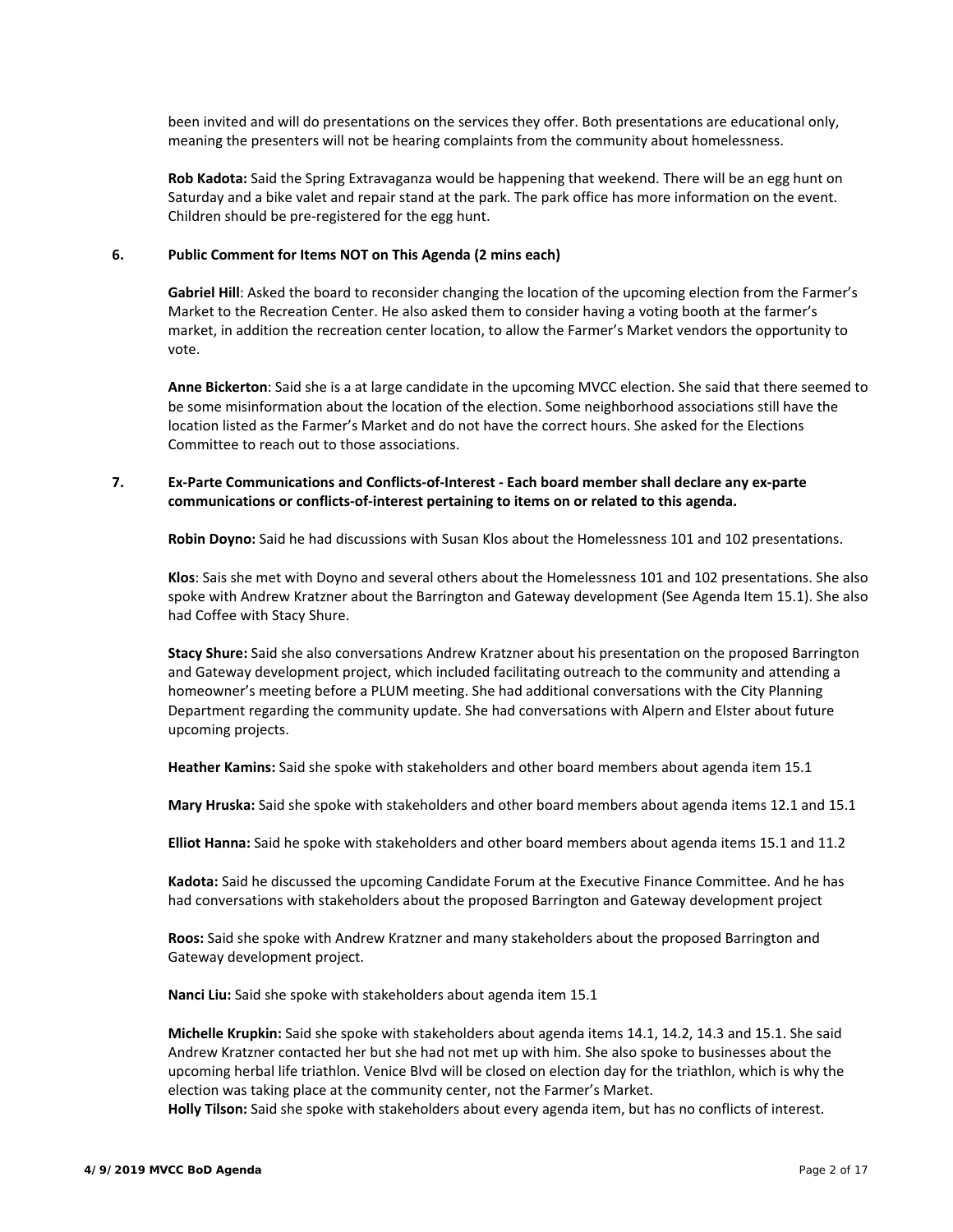been invited and will do presentations on the services they offer. Both presentations are educational only, meaning the presenters will not be hearing complaints from the community about homelessness.

**Rob Kadota:** Said the Spring Extravaganza would be happening that weekend. There will be an egg hunt on Saturday and a bike valet and repair stand at the park. The park office has more information on the event. Children should be pre-registered for the egg hunt.

**6. Public Comment for Items NOT on This Agenda (2 mins each)**

**Gabriel Hill**: Asked the board to reconsider changing the location of the upcoming election from the Farmer's Market to the Recreation Center. He also asked them to consider having a voting booth at the farmer's market, in addition the recreation center location, to allow the Farmer's Market vendors the opportunity to vote.

**Anne Bickerton**: Said she is a at large candidate in the upcoming MVCC election. She said that there seemed to be some misinformation about the location of the election. Some neighborhood associations still have the location listed as the Farmer's Market and do not have the correct hours. She asked for the Elections Committee to reach out to those associations.

**7. Ex-Parte Communications and Conflicts-of-Interest - Each board member shall declare any ex-parte communications or conflicts-of-interest pertaining to items on or related to this agenda.**

**Robin Doyno:** Said he had discussions with Susan Klos about the Homelessness 101 and 102 presentations.

**Klos**: Sais she met with Doyno and several others about the Homelessness 101 and 102 presentations. She also spoke with Andrew Kratzner about the Barrington and Gateway development (See Agenda Item 15.1). She also had Coffee with Stacy Shure.

**Stacy Shure:** Said she also conversations Andrew Kratzner about his presentation on the proposed Barrington and Gateway development project, which included facilitating outreach to the community and attending a homeowner's meeting before a PLUM meeting. She had additional conversations with the City Planning Department regarding the community update. She had conversations with Alpern and Elster about future upcoming projects.

**Heather Kamins:** Said she spoke with stakeholders and other board members about agenda item 15.1

**Mary Hruska:** Said she spoke with stakeholders and other board members about agenda items 12.1 and 15.1

**Elliot Hanna:** Said he spoke with stakeholders and other board members about agenda items 15.1 and 11.2

**Kadota:** Said he discussed the upcoming Candidate Forum at the Executive Finance Committee. And he has had conversations with stakeholders about the proposed Barrington and Gateway development project

**Roos:** Said she spoke with Andrew Kratzner and many stakeholders about the proposed Barrington and Gateway development project.

**Nanci Liu:** Said she spoke with stakeholders about agenda item 15.1

**Michelle Krupkin:** Said she spoke with stakeholders about agenda items 14.1, 14.2, 14.3 and 15.1. She said Andrew Kratzner contacted her but she had not met up with him. She also spoke to businesses about the upcoming herbal life triathlon. Venice Blvd will be closed on election day for the triathlon, which is why the election was taking place at the community center, not the Farmer's Market.

**Holly Tilson:** Said she spoke with stakeholders about every agenda item, but has no conflicts of interest.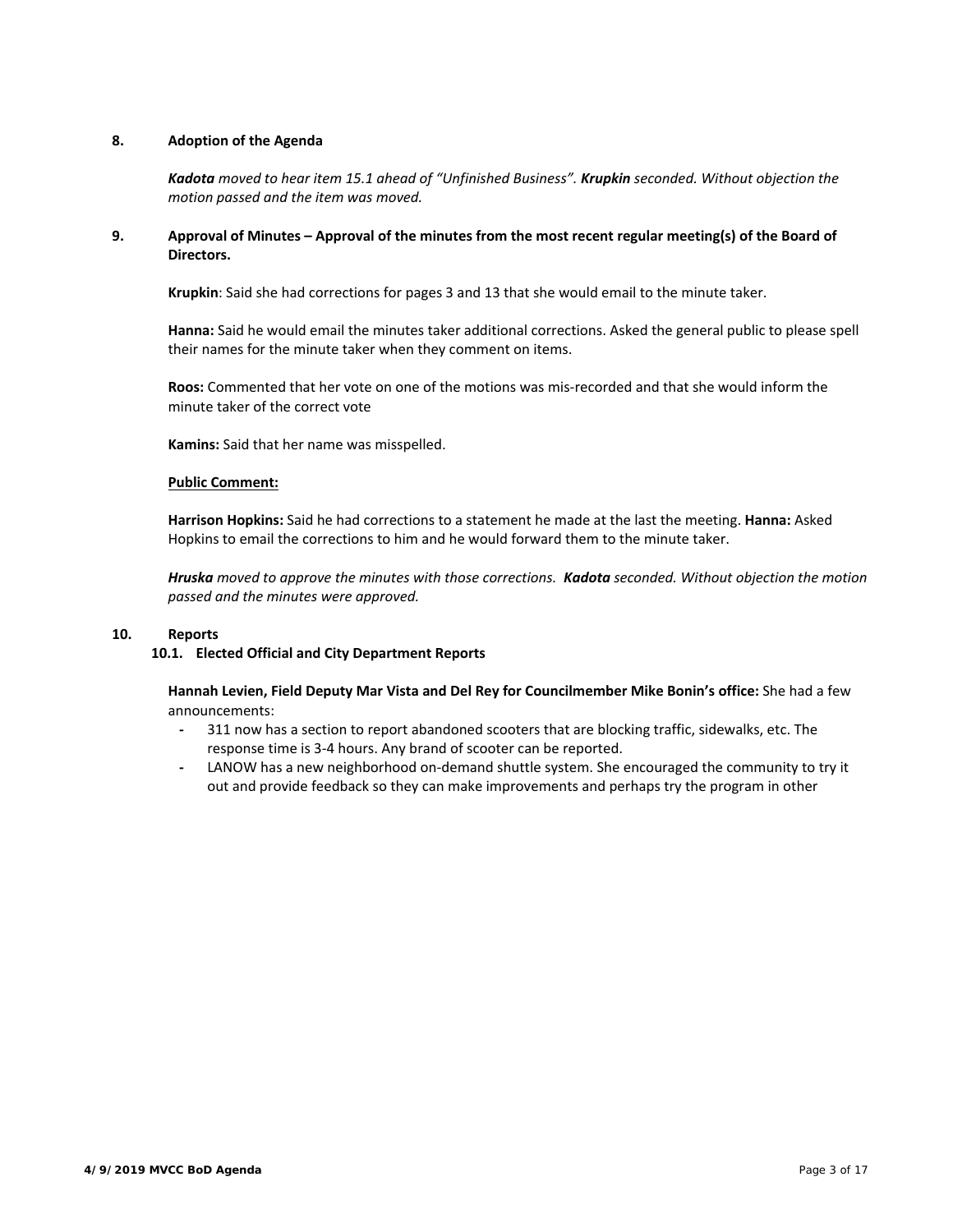**8. Adoption of the Agenda**

***Kadota*** *moved to hear item 15.1 ahead of "Unfinished Business".* ***Krupkin*** *seconded. Without objection the motion passed and the item was moved.*

**9. Approval of Minutes – Approval of the minutes from the most recent regular meeting(s) of the Board of Directors.**

**Krupkin**: Said she had corrections for pages 3 and 13 that she would email to the minute taker.

**Hanna:** Said he would email the minutes taker additional corrections. Asked the general public to please spell their names for the minute taker when they comment on items.

**Roos:** Commented that her vote on one of the motions was mis-recorded and that she would inform the minute taker of the correct vote

**Kamins:** Said that her name was misspelled.

**<u>Public Comment:</u>**

**Harrison Hopkins:** Said he had corrections to a statement he made at the last the meeting. **Hanna:** Asked Hopkins to email the corrections to him and he would forward them to the minute taker.

***Hruska*** *moved to approve the minutes with those corrections.* ***Kadota*** *seconded. Without objection the motion passed and the minutes were approved.*

**10. Reports**

**10.1. Elected Official and City Department Reports**

**Hannah Levien, Field Deputy Mar Vista and Del Rey for Councilmember Mike Bonin's office:** She had a few announcements:

- 311 now has a section to report abandoned scooters that are blocking traffic, sidewalks, etc. The response time is 3-4 hours. Any brand of scooter can be reported.
- LANOW has a new neighborhood on-demand shuttle system. She encouraged the community to try it out and provide feedback so they can make improvements and perhaps try the program in other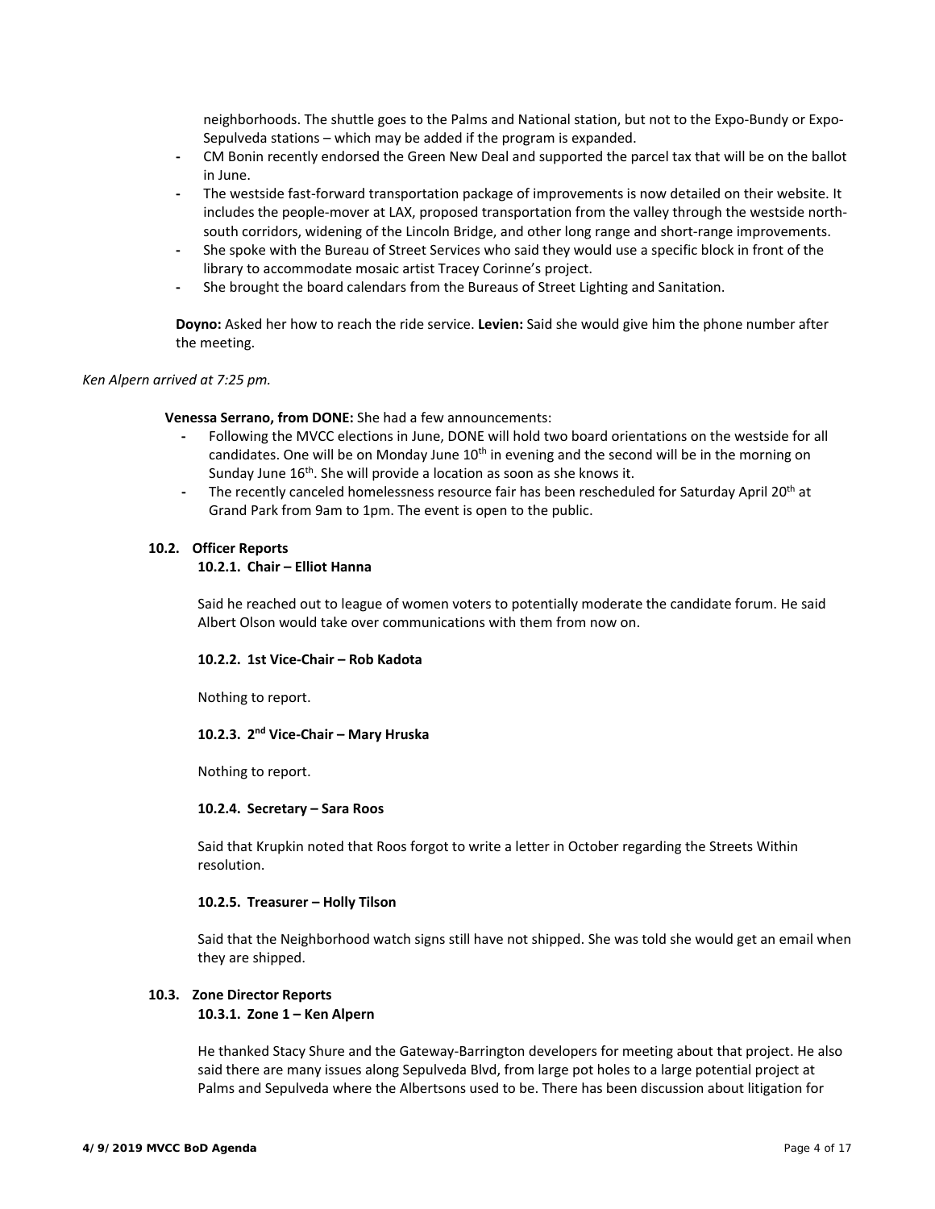neighborhoods. The shuttle goes to the Palms and National station, but not to the Expo-Bundy or Expo-Sepulveda stations – which may be added if the program is expanded.

- CM Bonin recently endorsed the Green New Deal and supported the parcel tax that will be on the ballot in June.
- The westside fast-forward transportation package of improvements is now detailed on their website. It includes the people-mover at LAX, proposed transportation from the valley through the westside north-south corridors, widening of the Lincoln Bridge, and other long range and short-range improvements.
- She spoke with the Bureau of Street Services who said they would use a specific block in front of the library to accommodate mosaic artist Tracey Corinne's project.
- She brought the board calendars from the Bureaus of Street Lighting and Sanitation.

**Doyno:** Asked her how to reach the ride service. **Levien:** Said she would give him the phone number after the meeting.

*Ken Alpern arrived at 7:25 pm.*

**Venessa Serrano, from DONE:** She had a few announcements:

- Following the MVCC elections in June, DONE will hold two board orientations on the westside for all candidates. One will be on Monday June 10th in evening and the second will be in the morning on Sunday June 16th. She will provide a location as soon as she knows it.
- The recently canceled homelessness resource fair has been rescheduled for Saturday April 20th at Grand Park from 9am to 1pm. The event is open to the public.

### 10.2. Officer Reports

#### 10.2.1. Chair – Elliot Hanna

Said he reached out to league of women voters to potentially moderate the candidate forum. He said Albert Olson would take over communications with them from now on.

#### 10.2.2. 1st Vice-Chair – Rob Kadota

Nothing to report.

#### 10.2.3. 2nd Vice-Chair – Mary Hruska

Nothing to report.

#### 10.2.4. Secretary – Sara Roos

Said that Krupkin noted that Roos forgot to write a letter in October regarding the Streets Within resolution.

#### 10.2.5. Treasurer – Holly Tilson

Said that the Neighborhood watch signs still have not shipped. She was told she would get an email when they are shipped.

### 10.3. Zone Director Reports

#### 10.3.1. Zone 1 – Ken Alpern

He thanked Stacy Shure and the Gateway-Barrington developers for meeting about that project. He also said there are many issues along Sepulveda Blvd, from large pot holes to a large potential project at Palms and Sepulveda where the Albertsons used to be. There has been discussion about litigation for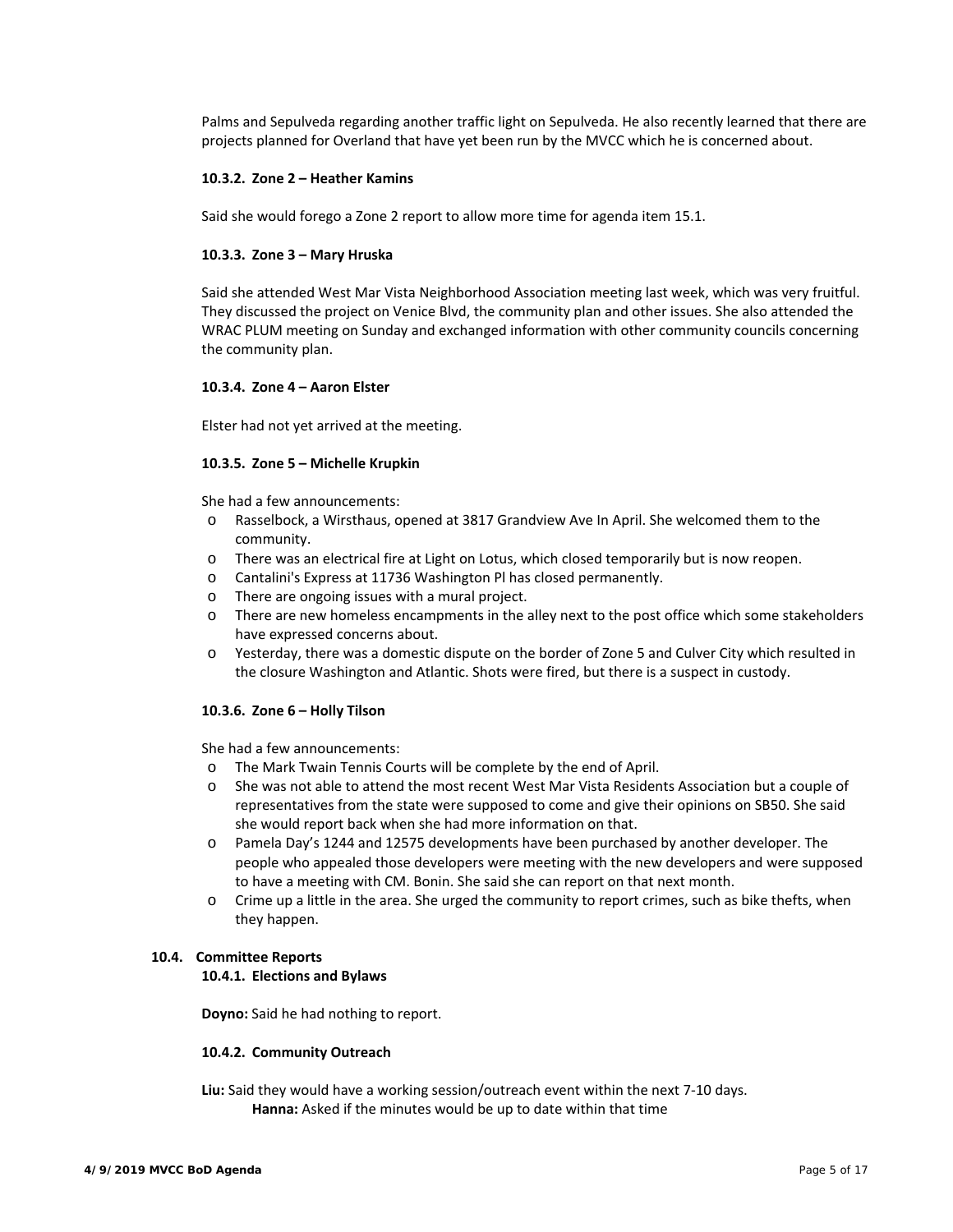Palms and Sepulveda regarding another traffic light on Sepulveda. He also recently learned that there are projects planned for Overland that have yet been run by the MVCC which he is concerned about.

#### 10.3.2. Zone 2 – Heather Kamins

Said she would forego a Zone 2 report to allow more time for agenda item 15.1.

#### 10.3.3. Zone 3 – Mary Hruska

Said she attended West Mar Vista Neighborhood Association meeting last week, which was very fruitful. They discussed the project on Venice Blvd, the community plan and other issues. She also attended the WRAC PLUM meeting on Sunday and exchanged information with other community councils concerning the community plan.

#### 10.3.4. Zone 4 – Aaron Elster

Elster had not yet arrived at the meeting.

#### 10.3.5. Zone 5 – Michelle Krupkin

She had a few announcements:

- Rasselbock, a Wirsthaus, opened at 3817 Grandview Ave In April. She welcomed them to the community.
- There was an electrical fire at Light on Lotus, which closed temporarily but is now reopen.
- Cantalini's Express at 11736 Washington Pl has closed permanently.
- There are ongoing issues with a mural project.
- There are new homeless encampments in the alley next to the post office which some stakeholders have expressed concerns about.
- Yesterday, there was a domestic dispute on the border of Zone 5 and Culver City which resulted in the closure Washington and Atlantic. Shots were fired, but there is a suspect in custody.

#### 10.3.6. Zone 6 – Holly Tilson

She had a few announcements:

- The Mark Twain Tennis Courts will be complete by the end of April.
- She was not able to attend the most recent West Mar Vista Residents Association but a couple of representatives from the state were supposed to come and give their opinions on SB50. She said she would report back when she had more information on that.
- Pamela Day's 1244 and 12575 developments have been purchased by another developer. The people who appealed those developers were meeting with the new developers and were supposed to have a meeting with CM. Bonin. She said she can report on that next month.
- Crime up a little in the area. She urged the community to report crimes, such as bike thefts, when they happen.

### 10.4. Committee Reports

#### 10.4.1. Elections and Bylaws

**Doyno:** Said he had nothing to report.

#### 10.4.2. Community Outreach

**Liu:** Said they would have a working session/outreach event within the next 7-10 days.

**Hanna:** Asked if the minutes would be up to date within that time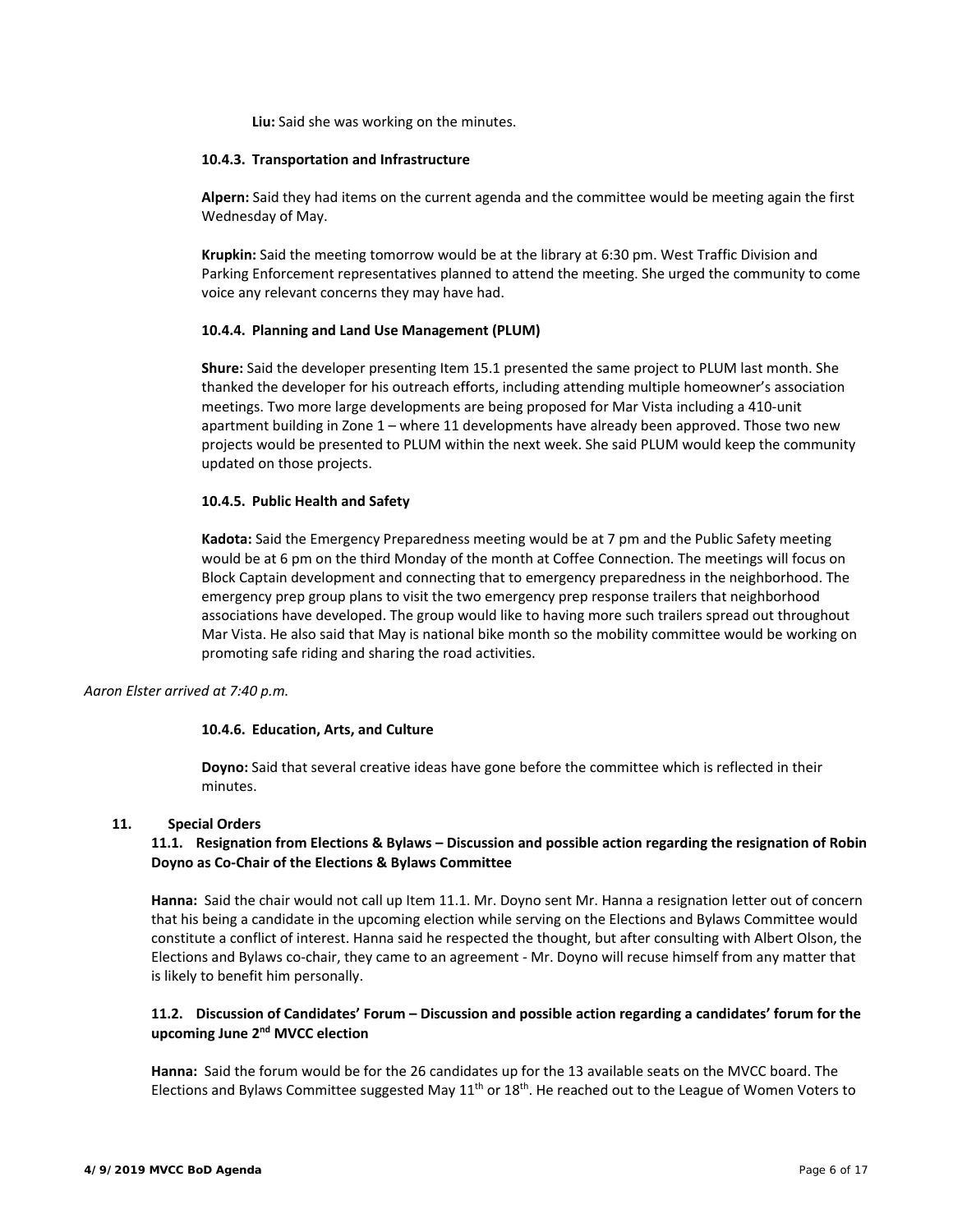**Liu:** Said she was working on the minutes.

#### 10.4.3. Transportation and Infrastructure

**Alpern:** Said they had items on the current agenda and the committee would be meeting again the first Wednesday of May.

**Krupkin:** Said the meeting tomorrow would be at the library at 6:30 pm. West Traffic Division and Parking Enforcement representatives planned to attend the meeting. She urged the community to come voice any relevant concerns they may have had.

#### 10.4.4. Planning and Land Use Management (PLUM)

**Shure:** Said the developer presenting Item 15.1 presented the same project to PLUM last month. She thanked the developer for his outreach efforts, including attending multiple homeowner's association meetings. Two more large developments are being proposed for Mar Vista including a 410-unit apartment building in Zone 1 – where 11 developments have already been approved. Those two new projects would be presented to PLUM within the next week. She said PLUM would keep the community updated on those projects.

#### 10.4.5. Public Health and Safety

**Kadota:** Said the Emergency Preparedness meeting would be at 7 pm and the Public Safety meeting would be at 6 pm on the third Monday of the month at Coffee Connection. The meetings will focus on Block Captain development and connecting that to emergency preparedness in the neighborhood. The emergency prep group plans to visit the two emergency prep response trailers that neighborhood associations have developed. The group would like to having more such trailers spread out throughout Mar Vista. He also said that May is national bike month so the mobility committee would be working on promoting safe riding and sharing the road activities.

*Aaron Elster arrived at 7:40 p.m.*

#### 10.4.6. Education, Arts, and Culture

**Doyno:** Said that several creative ideas have gone before the committee which is reflected in their minutes.

## 11. Special Orders

### 11.1. Resignation from Elections & Bylaws – Discussion and possible action regarding the resignation of Robin Doyno as Co-Chair of the Elections & Bylaws Committee

**Hanna:** Said the chair would not call up Item 11.1. Mr. Doyno sent Mr. Hanna a resignation letter out of concern that his being a candidate in the upcoming election while serving on the Elections and Bylaws Committee would constitute a conflict of interest. Hanna said he respected the thought, but after consulting with Albert Olson, the Elections and Bylaws co-chair, they came to an agreement - Mr. Doyno will recuse himself from any matter that is likely to benefit him personally.

### 11.2. Discussion of Candidates' Forum – Discussion and possible action regarding a candidates' forum for the upcoming June 2nd MVCC election

**Hanna:** Said the forum would be for the 26 candidates up for the 13 available seats on the MVCC board. The Elections and Bylaws Committee suggested May 11th or 18th. He reached out to the League of Women Voters to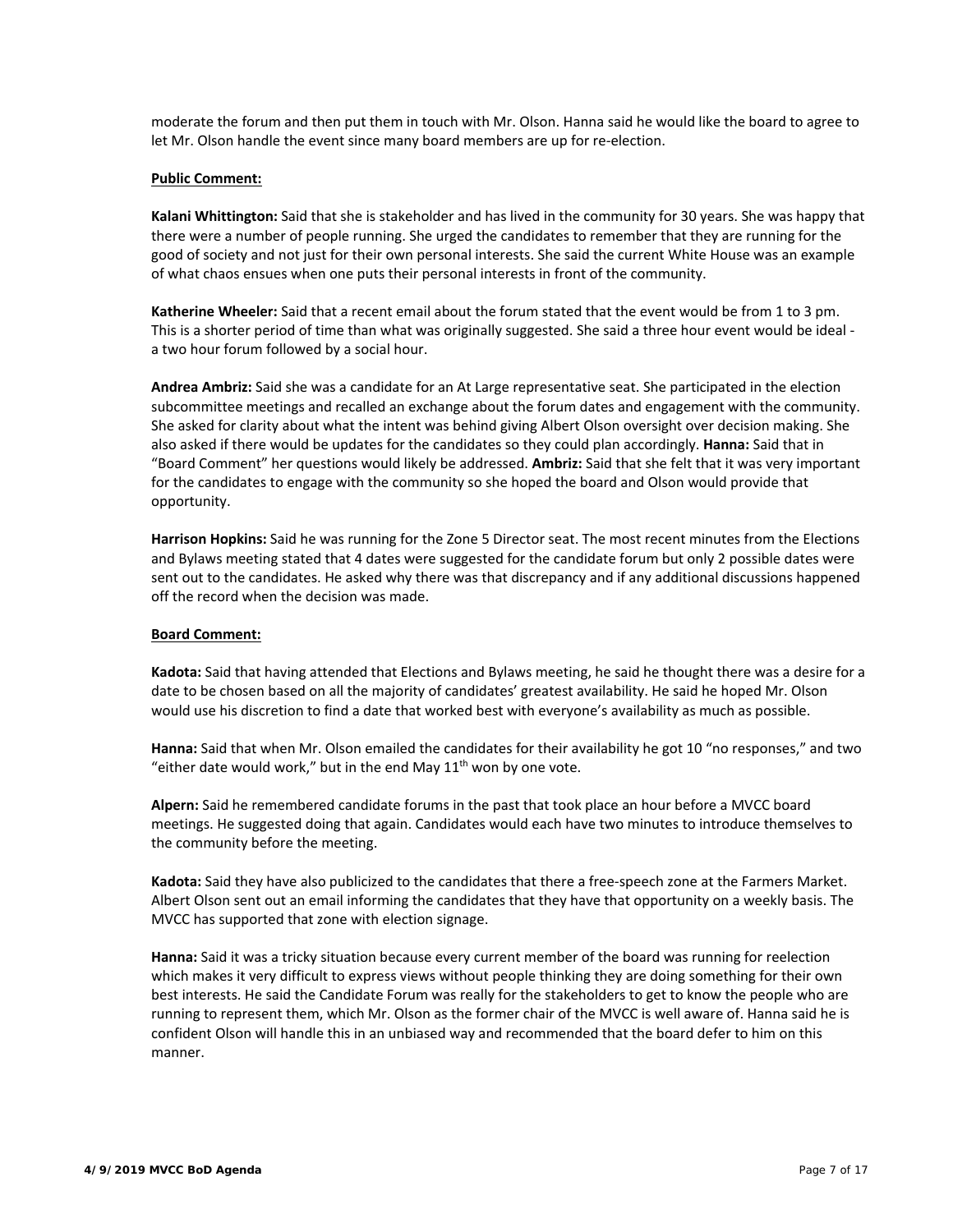moderate the forum and then put them in touch with Mr. Olson. Hanna said he would like the board to agree to let Mr. Olson handle the event since many board members are up for re-election.

**Public Comment:**

**Kalani Whittington:** Said that she is stakeholder and has lived in the community for 30 years. She was happy that there were a number of people running. She urged the candidates to remember that they are running for the good of society and not just for their own personal interests. She said the current White House was an example of what chaos ensues when one puts their personal interests in front of the community.

**Katherine Wheeler:** Said that a recent email about the forum stated that the event would be from 1 to 3 pm. This is a shorter period of time than what was originally suggested. She said a three hour event would be ideal - a two hour forum followed by a social hour.

**Andrea Ambriz:** Said she was a candidate for an At Large representative seat. She participated in the election subcommittee meetings and recalled an exchange about the forum dates and engagement with the community. She asked for clarity about what the intent was behind giving Albert Olson oversight over decision making. She also asked if there would be updates for the candidates so they could plan accordingly. **Hanna:** Said that in "Board Comment" her questions would likely be addressed. **Ambriz:** Said that she felt that it was very important for the candidates to engage with the community so she hoped the board and Olson would provide that opportunity.

**Harrison Hopkins:** Said he was running for the Zone 5 Director seat. The most recent minutes from the Elections and Bylaws meeting stated that 4 dates were suggested for the candidate forum but only 2 possible dates were sent out to the candidates. He asked why there was that discrepancy and if any additional discussions happened off the record when the decision was made.

**Board Comment:**

**Kadota:** Said that having attended that Elections and Bylaws meeting, he said he thought there was a desire for a date to be chosen based on all the majority of candidates' greatest availability. He said he hoped Mr. Olson would use his discretion to find a date that worked best with everyone's availability as much as possible.

**Hanna:** Said that when Mr. Olson emailed the candidates for their availability he got 10 "no responses," and two "either date would work," but in the end May 11th won by one vote.

**Alpern:** Said he remembered candidate forums in the past that took place an hour before a MVCC board meetings. He suggested doing that again. Candidates would each have two minutes to introduce themselves to the community before the meeting.

**Kadota:** Said they have also publicized to the candidates that there a free-speech zone at the Farmers Market. Albert Olson sent out an email informing the candidates that they have that opportunity on a weekly basis. The MVCC has supported that zone with election signage.

**Hanna:** Said it was a tricky situation because every current member of the board was running for reelection which makes it very difficult to express views without people thinking they are doing something for their own best interests. He said the Candidate Forum was really for the stakeholders to get to know the people who are running to represent them, which Mr. Olson as the former chair of the MVCC is well aware of. Hanna said he is confident Olson will handle this in an unbiased way and recommended that the board defer to him on this manner.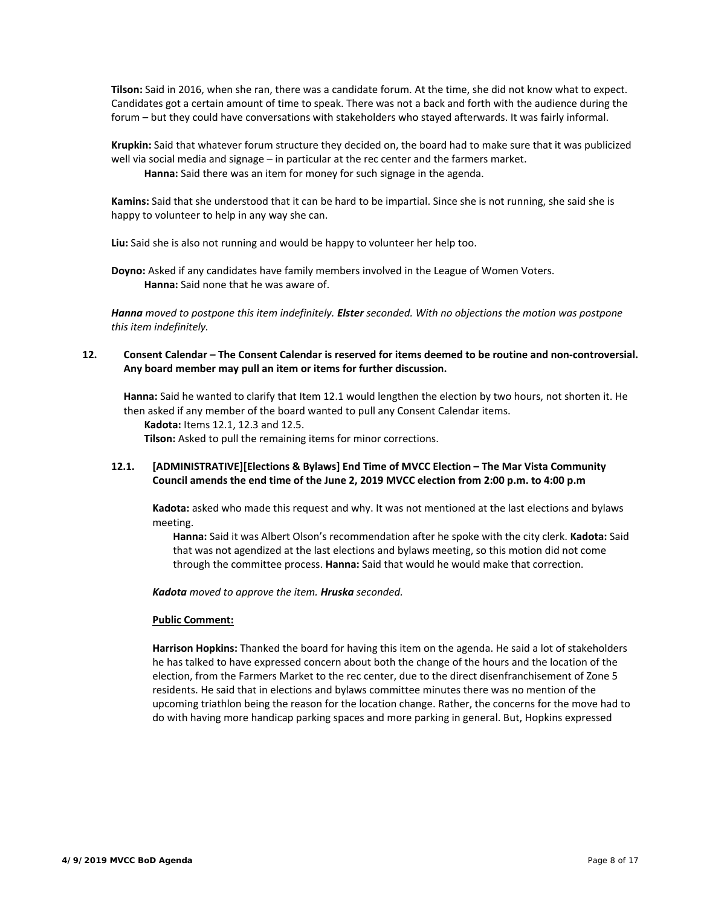**Tilson:** Said in 2016, when she ran, there was a candidate forum. At the time, she did not know what to expect. Candidates got a certain amount of time to speak. There was not a back and forth with the audience during the forum – but they could have conversations with stakeholders who stayed afterwards. It was fairly informal.

**Krupkin:** Said that whatever forum structure they decided on, the board had to make sure that it was publicized well via social media and signage – in particular at the rec center and the farmers market.

> **Hanna:** Said there was an item for money for such signage in the agenda.

**Kamins:** Said that she understood that it can be hard to be impartial. Since she is not running, she said she is happy to volunteer to help in any way she can.

**Liu:** Said she is also not running and would be happy to volunteer her help too.

**Doyno:** Asked if any candidates have family members involved in the League of Women Voters.

> **Hanna:** Said none that he was aware of.

***Hanna** moved to postpone this item indefinitely. **Elster** seconded. With no objections the motion was postpone this item indefinitely.*

## 12. Consent Calendar – The Consent Calendar is reserved for items deemed to be routine and non-controversial. Any board member may pull an item or items for further discussion.

**Hanna:** Said he wanted to clarify that Item 12.1 would lengthen the election by two hours, not shorten it. He then asked if any member of the board wanted to pull any Consent Calendar items.

> **Kadota:** Items 12.1, 12.3 and 12.5.
>
> **Tilson:** Asked to pull the remaining items for minor corrections.

### 12.1. [ADMINISTRATIVE][Elections & Bylaws] End Time of MVCC Election – The Mar Vista Community Council amends the end time of the June 2, 2019 MVCC election from 2:00 p.m. to 4:00 p.m

**Kadota:** asked who made this request and why. It was not mentioned at the last elections and bylaws meeting.

> **Hanna:** Said it was Albert Olson's recommendation after he spoke with the city clerk. **Kadota:** Said that was not agendized at the last elections and bylaws meeting, so this motion did not come through the committee process. **Hanna:** Said that would he would make that correction.

***Kadota** moved to approve the item. **Hruska** seconded.*

**Public Comment:**

**Harrison Hopkins:** Thanked the board for having this item on the agenda. He said a lot of stakeholders he has talked to have expressed concern about both the change of the hours and the location of the election, from the Farmers Market to the rec center, due to the direct disenfranchisement of Zone 5 residents. He said that in elections and bylaws committee minutes there was no mention of the upcoming triathlon being the reason for the location change. Rather, the concerns for the move had to do with having more handicap parking spaces and more parking in general. But, Hopkins expressed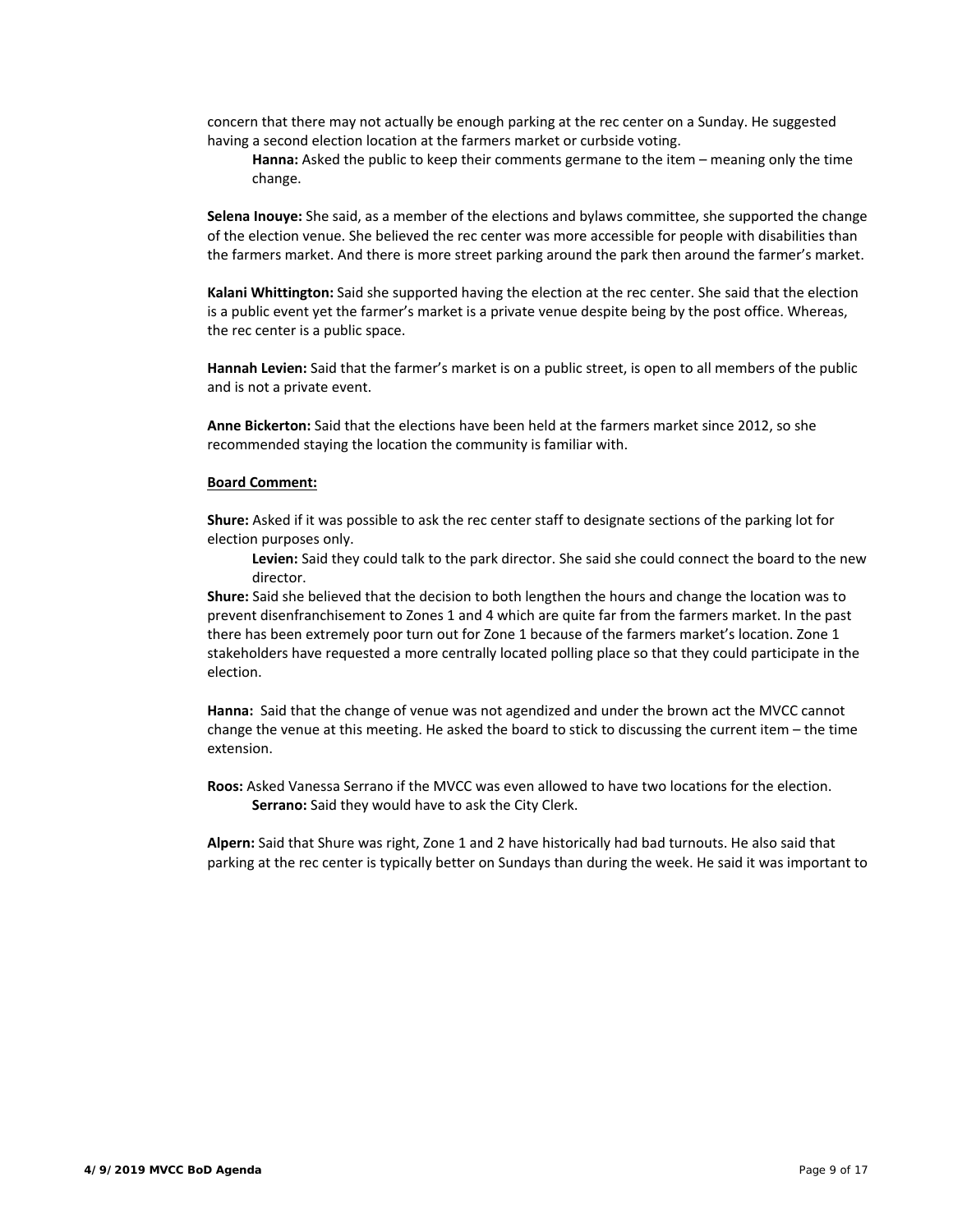concern that there may not actually be enough parking at the rec center on a Sunday. He suggested having a second election location at the farmers market or curbside voting.

> **Hanna:** Asked the public to keep their comments germane to the item – meaning only the time change.

**Selena Inouye:** She said, as a member of the elections and bylaws committee, she supported the change of the election venue. She believed the rec center was more accessible for people with disabilities than the farmers market. And there is more street parking around the park then around the farmer's market.

**Kalani Whittington:** Said she supported having the election at the rec center. She said that the election is a public event yet the farmer's market is a private venue despite being by the post office. Whereas, the rec center is a public space.

**Hannah Levien:** Said that the farmer's market is on a public street, is open to all members of the public and is not a private event.

**Anne Bickerton:** Said that the elections have been held at the farmers market since 2012, so she recommended staying the location the community is familiar with.

**<u>Board Comment:</u>**

**Shure:** Asked if it was possible to ask the rec center staff to designate sections of the parking lot for election purposes only.

> **Levien:** Said they could talk to the park director. She said she could connect the board to the new director.

**Shure:** Said she believed that the decision to both lengthen the hours and change the location was to prevent disenfranchisement to Zones 1 and 4 which are quite far from the farmers market. In the past there has been extremely poor turn out for Zone 1 because of the farmers market's location. Zone 1 stakeholders have requested a more centrally located polling place so that they could participate in the election.

**Hanna:** Said that the change of venue was not agendized and under the brown act the MVCC cannot change the venue at this meeting. He asked the board to stick to discussing the current item – the time extension.

**Roos:** Asked Vanessa Serrano if the MVCC was even allowed to have two locations for the election.

> **Serrano:** Said they would have to ask the City Clerk.

**Alpern:** Said that Shure was right, Zone 1 and 2 have historically had bad turnouts. He also said that parking at the rec center is typically better on Sundays than during the week. He said it was important to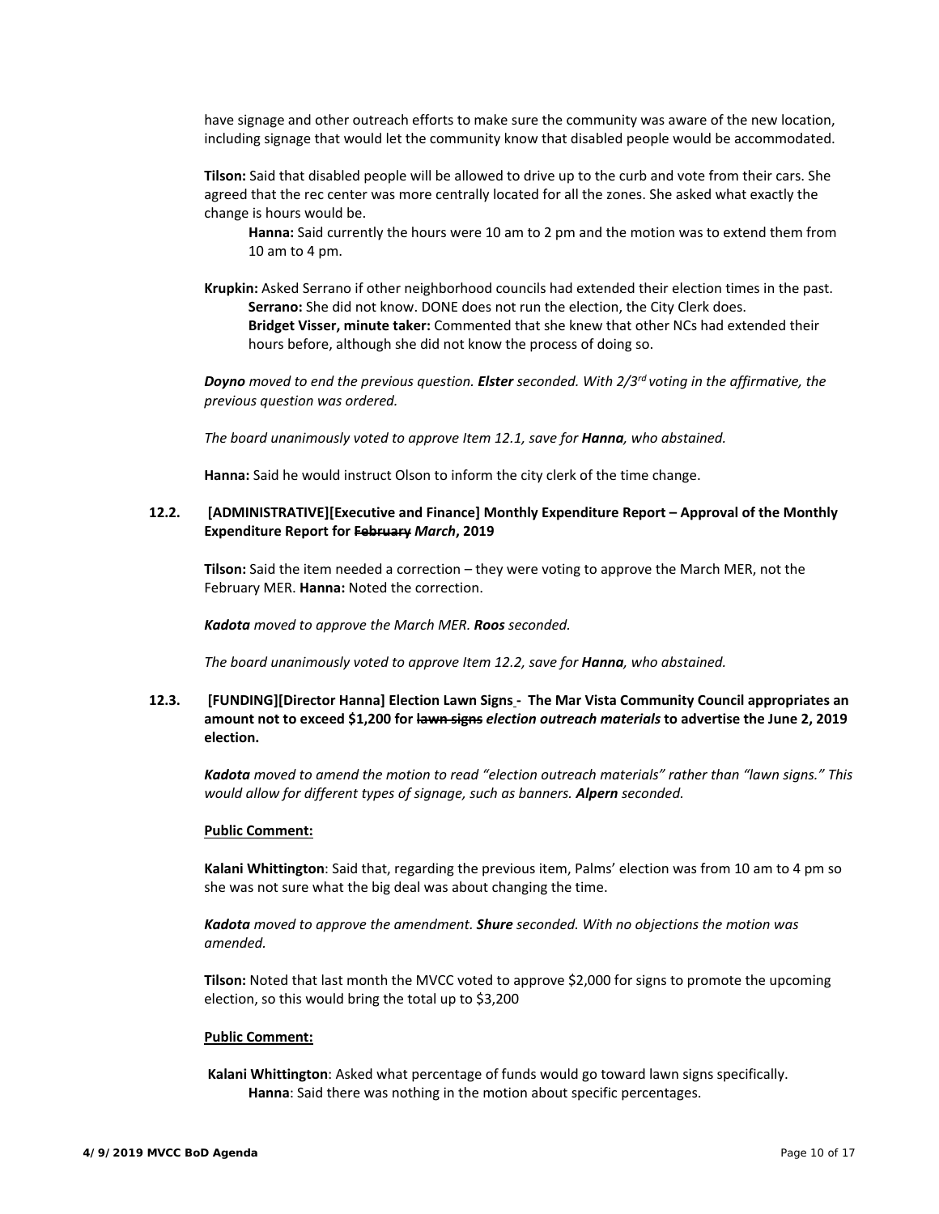have signage and other outreach efforts to make sure the community was aware of the new location, including signage that would let the community know that disabled people would be accommodated.

**Tilson:** Said that disabled people will be allowed to drive up to the curb and vote from their cars. She agreed that the rec center was more centrally located for all the zones. She asked what exactly the change is hours would be.

> **Hanna:** Said currently the hours were 10 am to 2 pm and the motion was to extend them from 10 am to 4 pm.

**Krupkin:** Asked Serrano if other neighborhood councils had extended their election times in the past.

> **Serrano:** She did not know. DONE does not run the election, the City Clerk does.
>
> **Bridget Visser, minute taker:** Commented that she knew that other NCs had extended their hours before, although she did not know the process of doing so.

***Doyno*** *moved to end the previous question.* ***Elster*** *seconded. With 2/3rd voting in the affirmative, the previous question was ordered.*

*The board unanimously voted to approve Item 12.1, save for* ***Hanna****, who abstained.*

**Hanna:** Said he would instruct Olson to inform the city clerk of the time change.

### 12.2. [ADMINISTRATIVE][Executive and Finance] Monthly Expenditure Report – Approval of the Monthly Expenditure Report for ~~February~~ *March*, 2019

**Tilson:** Said the item needed a correction – they were voting to approve the March MER, not the February MER. **Hanna:** Noted the correction.

***Kadota*** *moved to approve the March MER.* ***Roos*** *seconded.*

*The board unanimously voted to approve Item 12.2, save for* ***Hanna****, who abstained.*

### 12.3. [FUNDING][Director Hanna] Election Lawn Signs - The Mar Vista Community Council appropriates an amount not to exceed $1,200 for ~~lawn signs~~ *election outreach materials* to advertise the June 2, 2019 election.

***Kadota*** *moved to amend the motion to read "election outreach materials" rather than "lawn signs." This would allow for different types of signage, such as banners.* ***Alpern*** *seconded.*

**Public Comment:**

**Kalani Whittington**: Said that, regarding the previous item, Palms' election was from 10 am to 4 pm so she was not sure what the big deal was about changing the time.

***Kadota*** *moved to approve the amendment.* ***Shure*** *seconded. With no objections the motion was amended.*

**Tilson:** Noted that last month the MVCC voted to approve $2,000 for signs to promote the upcoming election, so this would bring the total up to $3,200

**Public Comment:**

**Kalani Whittington**: Asked what percentage of funds would go toward lawn signs specifically.

> **Hanna**: Said there was nothing in the motion about specific percentages.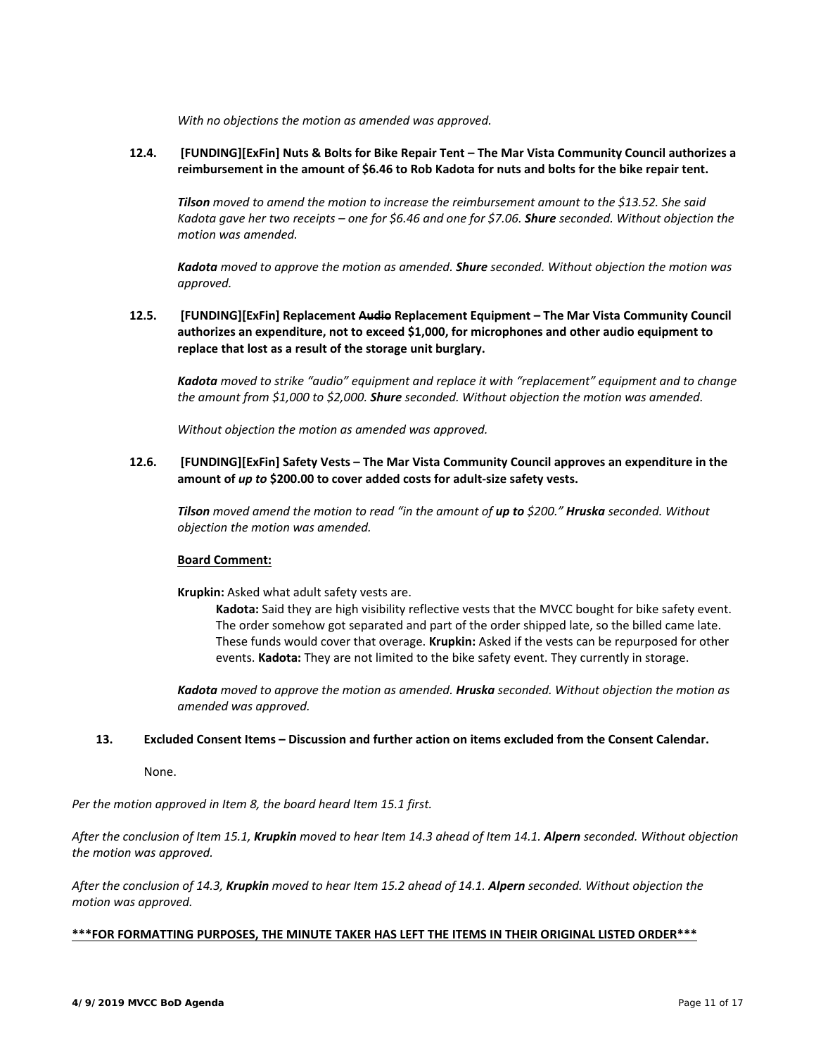*With no objections the motion as amended was approved.*

**12.4. [FUNDING][ExFin] Nuts & Bolts for Bike Repair Tent – The Mar Vista Community Council authorizes a reimbursement in the amount of $6.46 to Rob Kadota for nuts and bolts for the bike repair tent.**

***Tilson** moved to amend the motion to increase the reimbursement amount to the $13.52. She said Kadota gave her two receipts – one for $6.46 and one for $7.06. **Shure** seconded. Without objection the motion was amended.*

***Kadota** moved to approve the motion as amended. **Shure** seconded. Without objection the motion was approved.*

**12.5. [FUNDING][ExFin] Replacement ~~Audio~~ Replacement Equipment – The Mar Vista Community Council authorizes an expenditure, not to exceed $1,000, for microphones and other audio equipment to replace that lost as a result of the storage unit burglary.**

***Kadota** moved to strike "audio" equipment and replace it with "replacement" equipment and to change the amount from $1,000 to $2,000. **Shure** seconded. Without objection the motion was amended.*

*Without objection the motion as amended was approved.*

**12.6. [FUNDING][ExFin] Safety Vests – The Mar Vista Community Council approves an expenditure in the amount of *up to* $200.00 to cover added costs for adult-size safety vests.**

***Tilson** moved amend the motion to read "in the amount of **up to** $200." **Hruska** seconded. Without objection the motion was amended.*

**<u>Board Comment:</u>**

**Krupkin:** Asked what adult safety vests are.

> **Kadota:** Said they are high visibility reflective vests that the MVCC bought for bike safety event. The order somehow got separated and part of the order shipped late, so the billed came late. These funds would cover that overage. **Krupkin:** Asked if the vests can be repurposed for other events. **Kadota:** They are not limited to the bike safety event. They currently in storage.

***Kadota** moved to approve the motion as amended. **Hruska** seconded. Without objection the motion as amended was approved.*

**13. Excluded Consent Items – Discussion and further action on items excluded from the Consent Calendar.**

None.

*Per the motion approved in Item 8, the board heard Item 15.1 first.*

*After the conclusion of Item 15.1, **Krupkin** moved to hear Item 14.3 ahead of Item 14.1. **Alpern** seconded. Without objection the motion was approved.*

*After the conclusion of 14.3, **Krupkin** moved to hear Item 15.2 ahead of 14.1. **Alpern** seconded. Without objection the motion was approved.*

**<u>\*\*\*FOR FORMATTING PURPOSES, THE MINUTE TAKER HAS LEFT THE ITEMS IN THEIR ORIGINAL LISTED ORDER\*\*\*</u>**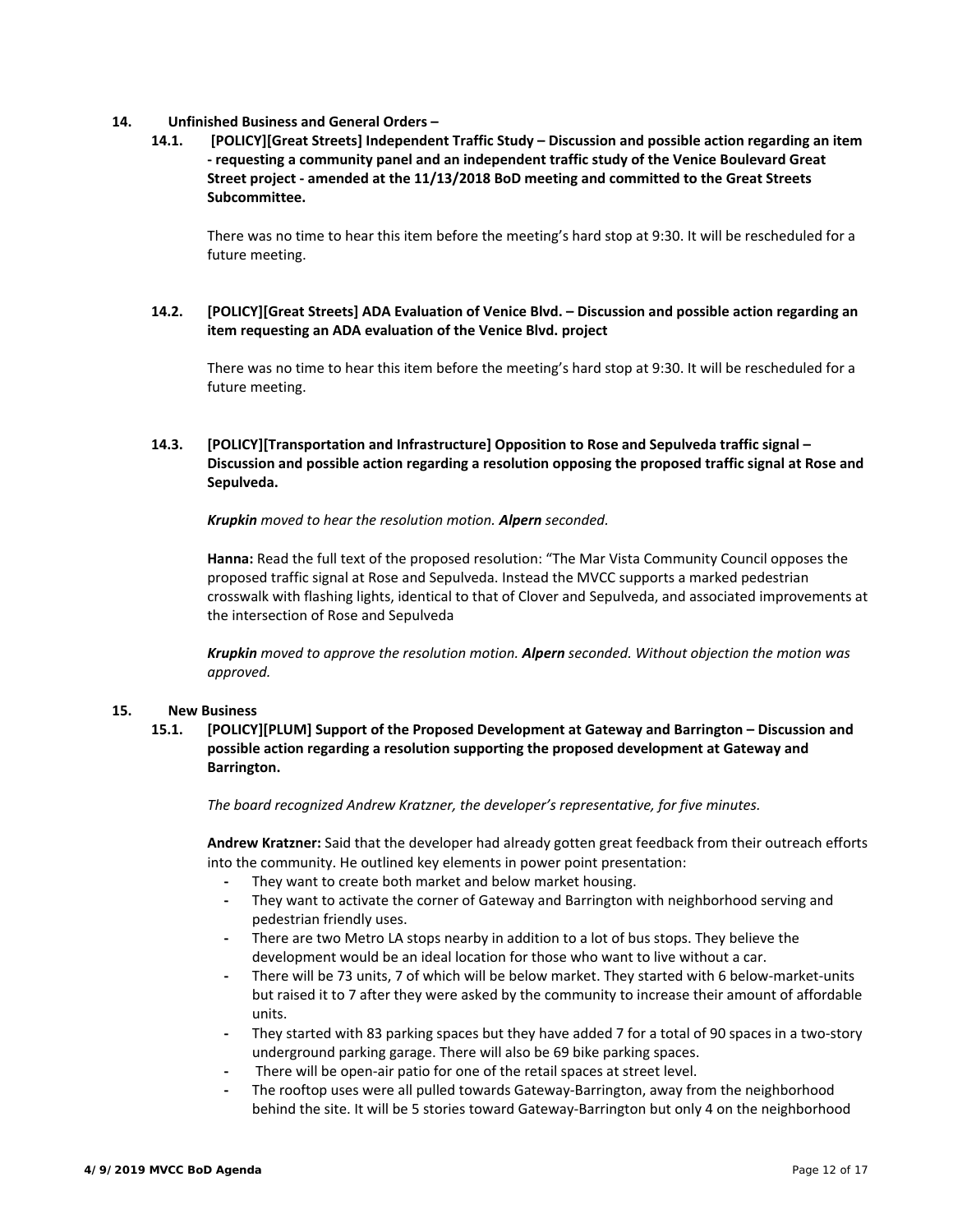**14. Unfinished Business and General Orders –**

**14.1. [POLICY][Great Streets] Independent Traffic Study – Discussion and possible action regarding an item - requesting a community panel and an independent traffic study of the Venice Boulevard Great Street project - amended at the 11/13/2018 BoD meeting and committed to the Great Streets Subcommittee.**

There was no time to hear this item before the meeting's hard stop at 9:30. It will be rescheduled for a future meeting.

**14.2. [POLICY][Great Streets] ADA Evaluation of Venice Blvd. – Discussion and possible action regarding an item requesting an ADA evaluation of the Venice Blvd. project**

There was no time to hear this item before the meeting's hard stop at 9:30. It will be rescheduled for a future meeting.

**14.3. [POLICY][Transportation and Infrastructure] Opposition to Rose and Sepulveda traffic signal – Discussion and possible action regarding a resolution opposing the proposed traffic signal at Rose and Sepulveda.**

***Krupkin*** *moved to hear the resolution motion.* ***Alpern*** *seconded.*

**Hanna:** Read the full text of the proposed resolution: "The Mar Vista Community Council opposes the proposed traffic signal at Rose and Sepulveda. Instead the MVCC supports a marked pedestrian crosswalk with flashing lights, identical to that of Clover and Sepulveda, and associated improvements at the intersection of Rose and Sepulveda

***Krupkin*** *moved to approve the resolution motion.* ***Alpern*** *seconded. Without objection the motion was approved.*

**15. New Business**

**15.1. [POLICY][PLUM] Support of the Proposed Development at Gateway and Barrington – Discussion and possible action regarding a resolution supporting the proposed development at Gateway and Barrington.**

*The board recognized Andrew Kratzner, the developer's representative, for five minutes.*

**Andrew Kratzner:** Said that the developer had already gotten great feedback from their outreach efforts into the community. He outlined key elements in power point presentation:

- They want to create both market and below market housing.
- They want to activate the corner of Gateway and Barrington with neighborhood serving and pedestrian friendly uses.
- There are two Metro LA stops nearby in addition to a lot of bus stops. They believe the development would be an ideal location for those who want to live without a car.
- There will be 73 units, 7 of which will be below market. They started with 6 below-market-units but raised it to 7 after they were asked by the community to increase their amount of affordable units.
- They started with 83 parking spaces but they have added 7 for a total of 90 spaces in a two-story underground parking garage. There will also be 69 bike parking spaces.
- There will be open-air patio for one of the retail spaces at street level.
- The rooftop uses were all pulled towards Gateway-Barrington, away from the neighborhood behind the site. It will be 5 stories toward Gateway-Barrington but only 4 on the neighborhood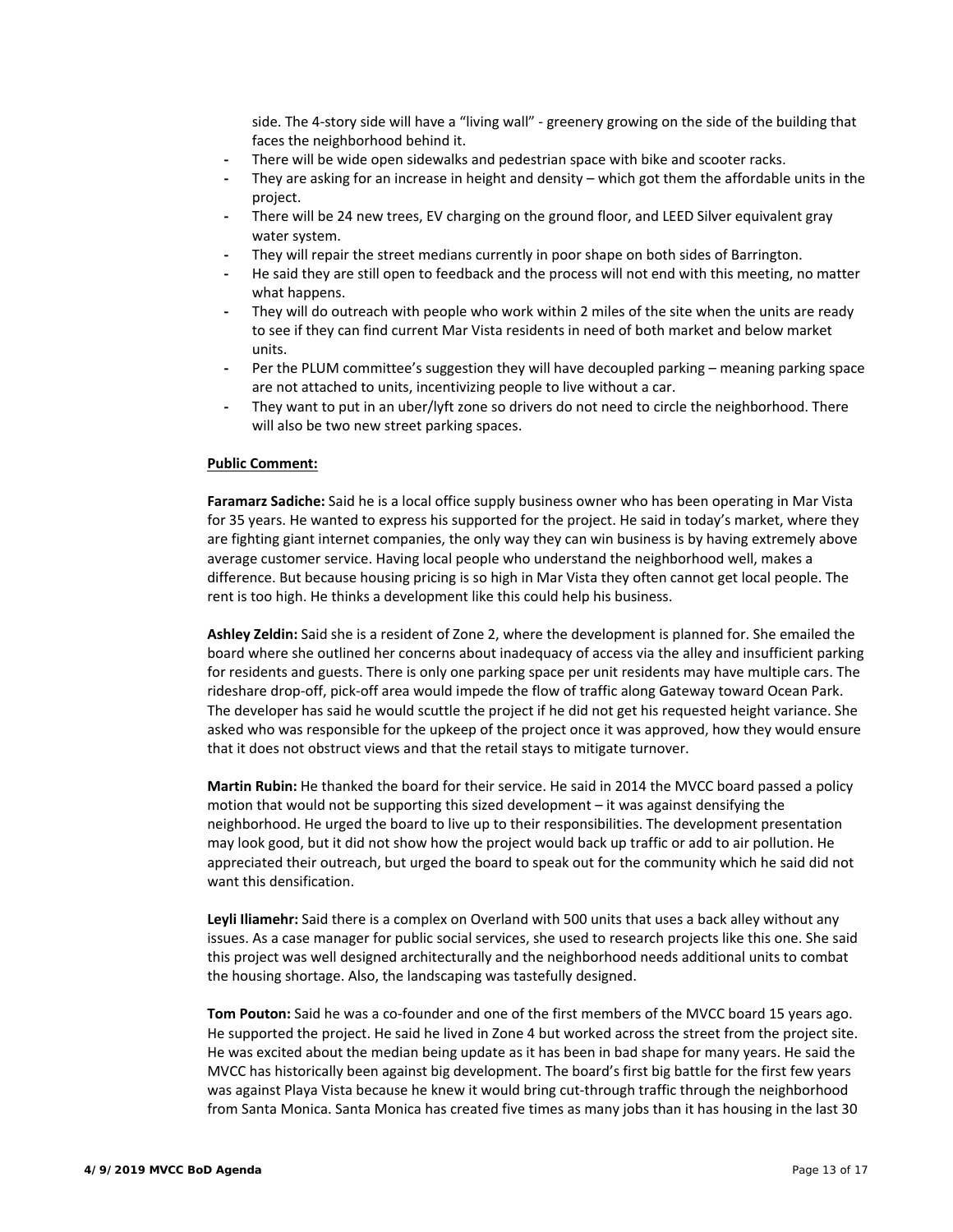side. The 4-story side will have a "living wall" - greenery growing on the side of the building that faces the neighborhood behind it.

- There will be wide open sidewalks and pedestrian space with bike and scooter racks.
- They are asking for an increase in height and density – which got them the affordable units in the project.
- There will be 24 new trees, EV charging on the ground floor, and LEED Silver equivalent gray water system.
- They will repair the street medians currently in poor shape on both sides of Barrington.
- He said they are still open to feedback and the process will not end with this meeting, no matter what happens.
- They will do outreach with people who work within 2 miles of the site when the units are ready to see if they can find current Mar Vista residents in need of both market and below market units.
- Per the PLUM committee's suggestion they will have decoupled parking – meaning parking space are not attached to units, incentivizing people to live without a car.
- They want to put in an uber/lyft zone so drivers do not need to circle the neighborhood. There will also be two new street parking spaces.

**Public Comment:**

**Faramarz Sadiche:** Said he is a local office supply business owner who has been operating in Mar Vista for 35 years. He wanted to express his supported for the project. He said in today's market, where they are fighting giant internet companies, the only way they can win business is by having extremely above average customer service. Having local people who understand the neighborhood well, makes a difference. But because housing pricing is so high in Mar Vista they often cannot get local people. The rent is too high. He thinks a development like this could help his business.

**Ashley Zeldin:** Said she is a resident of Zone 2, where the development is planned for. She emailed the board where she outlined her concerns about inadequacy of access via the alley and insufficient parking for residents and guests. There is only one parking space per unit residents may have multiple cars. The rideshare drop-off, pick-off area would impede the flow of traffic along Gateway toward Ocean Park. The developer has said he would scuttle the project if he did not get his requested height variance. She asked who was responsible for the upkeep of the project once it was approved, how they would ensure that it does not obstruct views and that the retail stays to mitigate turnover.

**Martin Rubin:** He thanked the board for their service. He said in 2014 the MVCC board passed a policy motion that would not be supporting this sized development – it was against densifying the neighborhood. He urged the board to live up to their responsibilities. The development presentation may look good, but it did not show how the project would back up traffic or add to air pollution. He appreciated their outreach, but urged the board to speak out for the community which he said did not want this densification.

**Leyli Iliamehr:** Said there is a complex on Overland with 500 units that uses a back alley without any issues. As a case manager for public social services, she used to research projects like this one. She said this project was well designed architecturally and the neighborhood needs additional units to combat the housing shortage. Also, the landscaping was tastefully designed.

**Tom Pouton:** Said he was a co-founder and one of the first members of the MVCC board 15 years ago. He supported the project. He said he lived in Zone 4 but worked across the street from the project site. He was excited about the median being update as it has been in bad shape for many years. He said the MVCC has historically been against big development. The board's first big battle for the first few years was against Playa Vista because he knew it would bring cut-through traffic through the neighborhood from Santa Monica. Santa Monica has created five times as many jobs than it has housing in the last 30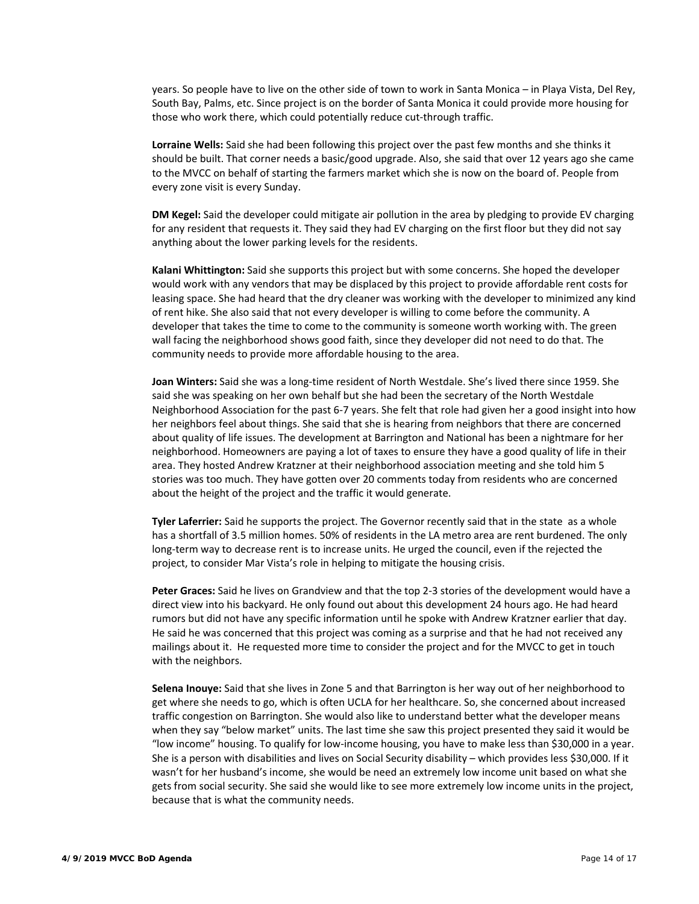years. So people have to live on the other side of town to work in Santa Monica – in Playa Vista, Del Rey, South Bay, Palms, etc. Since project is on the border of Santa Monica it could provide more housing for those who work there, which could potentially reduce cut-through traffic.

**Lorraine Wells:** Said she had been following this project over the past few months and she thinks it should be built. That corner needs a basic/good upgrade. Also, she said that over 12 years ago she came to the MVCC on behalf of starting the farmers market which she is now on the board of. People from every zone visit is every Sunday.

**DM Kegel:** Said the developer could mitigate air pollution in the area by pledging to provide EV charging for any resident that requests it. They said they had EV charging on the first floor but they did not say anything about the lower parking levels for the residents.

**Kalani Whittington:** Said she supports this project but with some concerns. She hoped the developer would work with any vendors that may be displaced by this project to provide affordable rent costs for leasing space. She had heard that the dry cleaner was working with the developer to minimized any kind of rent hike. She also said that not every developer is willing to come before the community. A developer that takes the time to come to the community is someone worth working with. The green wall facing the neighborhood shows good faith, since they developer did not need to do that. The community needs to provide more affordable housing to the area.

**Joan Winters:** Said she was a long-time resident of North Westdale. She's lived there since 1959. She said she was speaking on her own behalf but she had been the secretary of the North Westdale Neighborhood Association for the past 6-7 years. She felt that role had given her a good insight into how her neighbors feel about things. She said that she is hearing from neighbors that there are concerned about quality of life issues. The development at Barrington and National has been a nightmare for her neighborhood. Homeowners are paying a lot of taxes to ensure they have a good quality of life in their area. They hosted Andrew Kratzner at their neighborhood association meeting and she told him 5 stories was too much. They have gotten over 20 comments today from residents who are concerned about the height of the project and the traffic it would generate.

**Tyler Laferrier:** Said he supports the project. The Governor recently said that in the state as a whole has a shortfall of 3.5 million homes. 50% of residents in the LA metro area are rent burdened. The only long-term way to decrease rent is to increase units. He urged the council, even if the rejected the project, to consider Mar Vista's role in helping to mitigate the housing crisis.

**Peter Graces:** Said he lives on Grandview and that the top 2-3 stories of the development would have a direct view into his backyard. He only found out about this development 24 hours ago. He had heard rumors but did not have any specific information until he spoke with Andrew Kratzner earlier that day. He said he was concerned that this project was coming as a surprise and that he had not received any mailings about it. He requested more time to consider the project and for the MVCC to get in touch with the neighbors.

**Selena Inouye:** Said that she lives in Zone 5 and that Barrington is her way out of her neighborhood to get where she needs to go, which is often UCLA for her healthcare. So, she concerned about increased traffic congestion on Barrington. She would also like to understand better what the developer means when they say "below market" units. The last time she saw this project presented they said it would be "low income" housing. To qualify for low-income housing, you have to make less than $30,000 in a year. She is a person with disabilities and lives on Social Security disability – which provides less $30,000. If it wasn't for her husband's income, she would be need an extremely low income unit based on what she gets from social security. She said she would like to see more extremely low income units in the project, because that is what the community needs.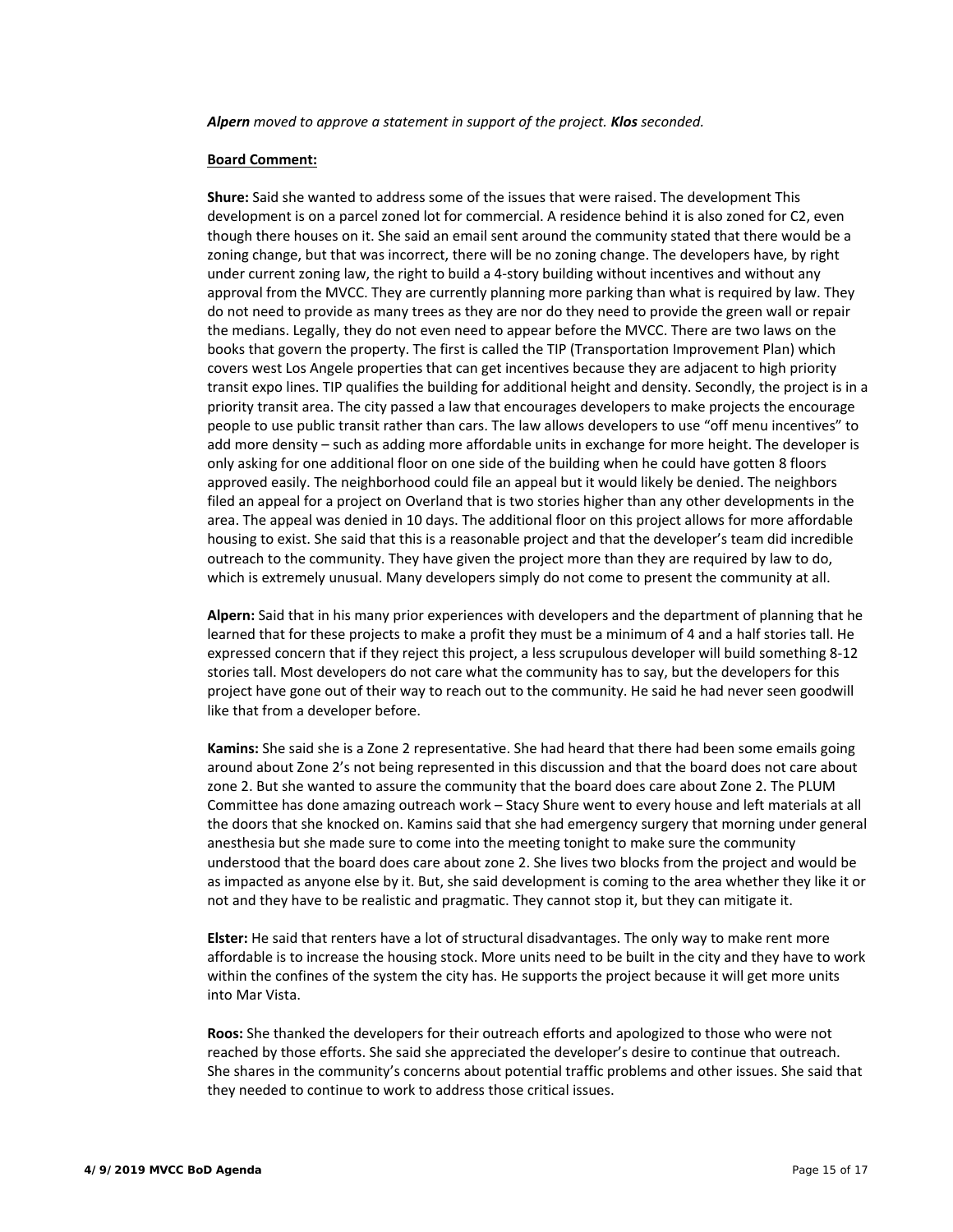***Alpern** moved to approve a statement in support of the project. **Klos** seconded.*

**Board Comment:**

**Shure:** Said she wanted to address some of the issues that were raised. The development This development is on a parcel zoned lot for commercial. A residence behind it is also zoned for C2, even though there houses on it. She said an email sent around the community stated that there would be a zoning change, but that was incorrect, there will be no zoning change. The developers have, by right under current zoning law, the right to build a 4-story building without incentives and without any approval from the MVCC. They are currently planning more parking than what is required by law. They do not need to provide as many trees as they are nor do they need to provide the green wall or repair the medians. Legally, they do not even need to appear before the MVCC. There are two laws on the books that govern the property. The first is called the TIP (Transportation Improvement Plan) which covers west Los Angele properties that can get incentives because they are adjacent to high priority transit expo lines. TIP qualifies the building for additional height and density. Secondly, the project is in a priority transit area. The city passed a law that encourages developers to make projects the encourage people to use public transit rather than cars. The law allows developers to use "off menu incentives" to add more density – such as adding more affordable units in exchange for more height. The developer is only asking for one additional floor on one side of the building when he could have gotten 8 floors approved easily. The neighborhood could file an appeal but it would likely be denied. The neighbors filed an appeal for a project on Overland that is two stories higher than any other developments in the area. The appeal was denied in 10 days. The additional floor on this project allows for more affordable housing to exist. She said that this is a reasonable project and that the developer's team did incredible outreach to the community. They have given the project more than they are required by law to do, which is extremely unusual. Many developers simply do not come to present the community at all.

**Alpern:** Said that in his many prior experiences with developers and the department of planning that he learned that for these projects to make a profit they must be a minimum of 4 and a half stories tall. He expressed concern that if they reject this project, a less scrupulous developer will build something 8-12 stories tall. Most developers do not care what the community has to say, but the developers for this project have gone out of their way to reach out to the community. He said he had never seen goodwill like that from a developer before.

**Kamins:** She said she is a Zone 2 representative. She had heard that there had been some emails going around about Zone 2's not being represented in this discussion and that the board does not care about zone 2. But she wanted to assure the community that the board does care about Zone 2. The PLUM Committee has done amazing outreach work – Stacy Shure went to every house and left materials at all the doors that she knocked on. Kamins said that she had emergency surgery that morning under general anesthesia but she made sure to come into the meeting tonight to make sure the community understood that the board does care about zone 2. She lives two blocks from the project and would be as impacted as anyone else by it. But, she said development is coming to the area whether they like it or not and they have to be realistic and pragmatic. They cannot stop it, but they can mitigate it.

**Elster:** He said that renters have a lot of structural disadvantages. The only way to make rent more affordable is to increase the housing stock. More units need to be built in the city and they have to work within the confines of the system the city has. He supports the project because it will get more units into Mar Vista.

**Roos:** She thanked the developers for their outreach efforts and apologized to those who were not reached by those efforts. She said she appreciated the developer's desire to continue that outreach. She shares in the community's concerns about potential traffic problems and other issues. She said that they needed to continue to work to address those critical issues.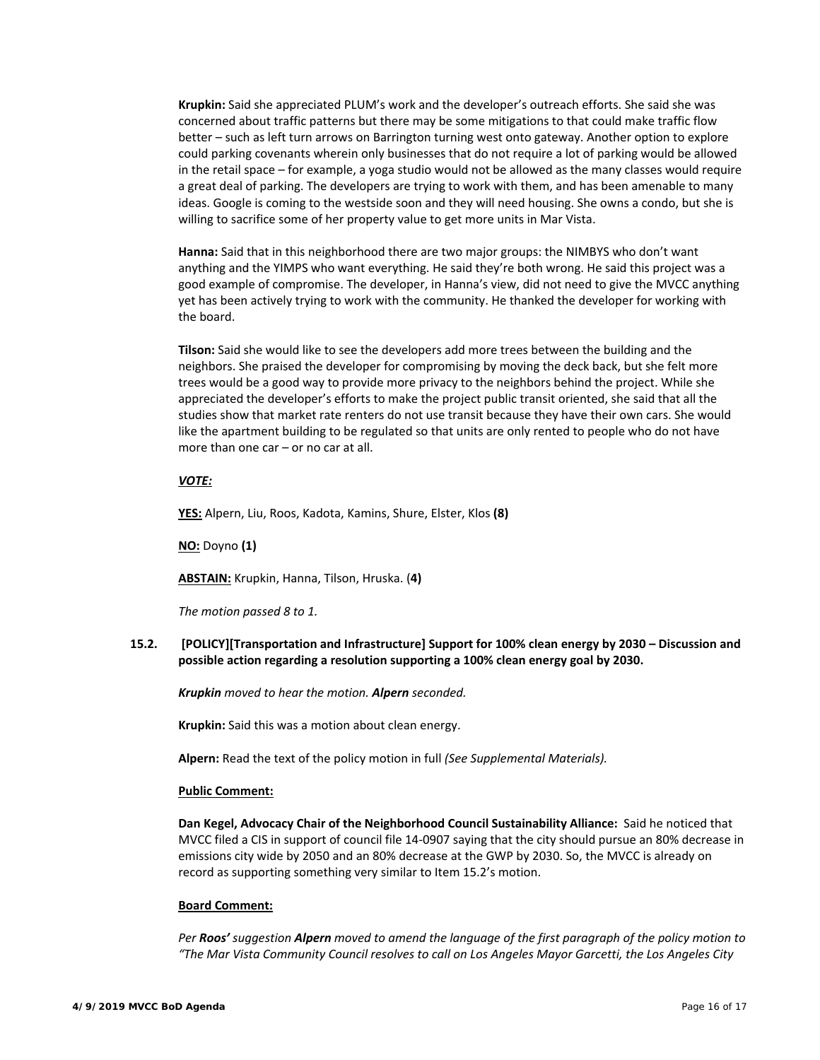**Krupkin:** Said she appreciated PLUM's work and the developer's outreach efforts. She said she was concerned about traffic patterns but there may be some mitigations to that could make traffic flow better – such as left turn arrows on Barrington turning west onto gateway. Another option to explore could parking covenants wherein only businesses that do not require a lot of parking would be allowed in the retail space – for example, a yoga studio would not be allowed as the many classes would require a great deal of parking. The developers are trying to work with them, and has been amenable to many ideas. Google is coming to the westside soon and they will need housing. She owns a condo, but she is willing to sacrifice some of her property value to get more units in Mar Vista.

**Hanna:** Said that in this neighborhood there are two major groups: the NIMBYS who don't want anything and the YIMPS who want everything. He said they're both wrong. He said this project was a good example of compromise. The developer, in Hanna's view, did not need to give the MVCC anything yet has been actively trying to work with the community. He thanked the developer for working with the board.

**Tilson:** Said she would like to see the developers add more trees between the building and the neighbors. She praised the developer for compromising by moving the deck back, but she felt more trees would be a good way to provide more privacy to the neighbors behind the project. While she appreciated the developer's efforts to make the project public transit oriented, she said that all the studies show that market rate renters do not use transit because they have their own cars. She would like the apartment building to be regulated so that units are only rented to people who do not have more than one car – or no car at all.

***VOTE:***

**YES:** Alpern, Liu, Roos, Kadota, Kamins, Shure, Elster, Klos **(8)**

**NO:** Doyno **(1)**

**ABSTAIN:** Krupkin, Hanna, Tilson, Hruska. (**4)**

*The motion passed 8 to 1.*

**15.2. [POLICY][Transportation and Infrastructure] Support for 100% clean energy by 2030 – Discussion and possible action regarding a resolution supporting a 100% clean energy goal by 2030.**

***Krupkin** moved to hear the motion. **Alpern** seconded.*

**Krupkin:** Said this was a motion about clean energy.

**Alpern:** Read the text of the policy motion in full *(See Supplemental Materials).*

**Public Comment:**

**Dan Kegel, Advocacy Chair of the Neighborhood Council Sustainability Alliance:** Said he noticed that MVCC filed a CIS in support of council file 14-0907 saying that the city should pursue an 80% decrease in emissions city wide by 2050 and an 80% decrease at the GWP by 2030. So, the MVCC is already on record as supporting something very similar to Item 15.2's motion.

**Board Comment:**

*Per **Roos'** suggestion **Alpern** moved to amend the language of the first paragraph of the policy motion to "The Mar Vista Community Council resolves to call on Los Angeles Mayor Garcetti, the Los Angeles City*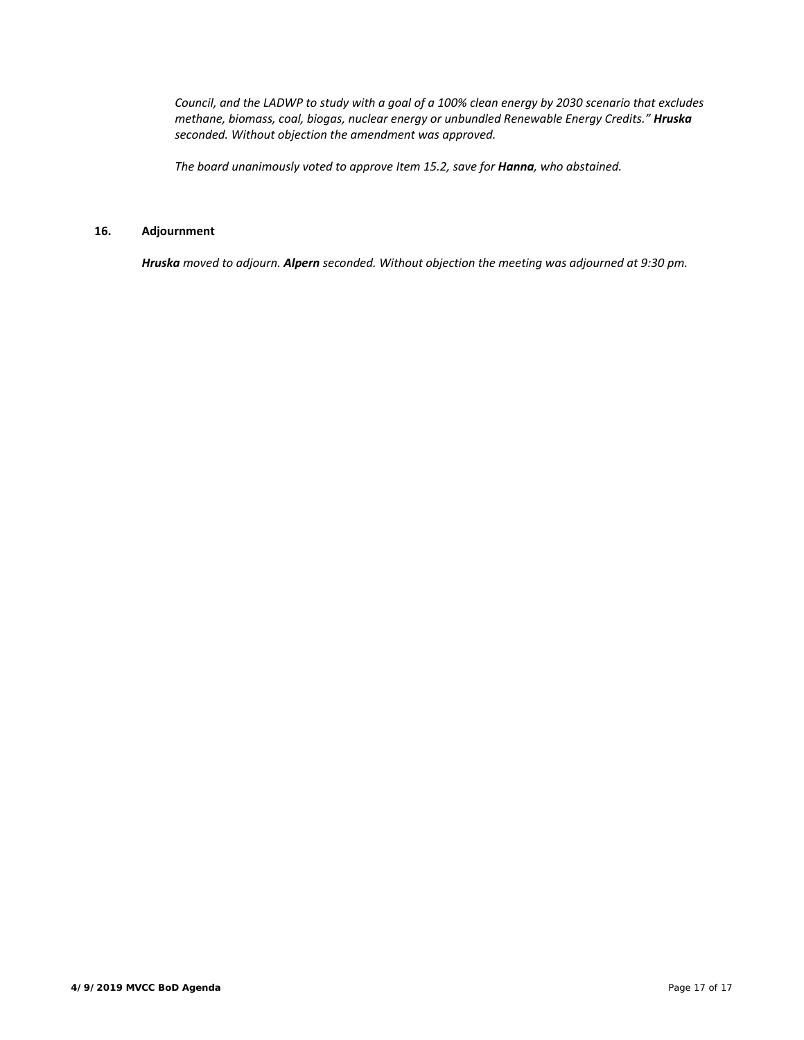*Council, and the LADWP to study with a goal of a 100% clean energy by 2030 scenario that excludes methane, biomass, coal, biogas, nuclear energy or unbundled Renewable Energy Credits." **Hruska** seconded. Without objection the amendment was approved.*

*The board unanimously voted to approve Item 15.2, save for **Hanna**, who abstained.*

### 16. Adjournment

***Hruska** moved to adjourn. **Alpern** seconded. Without objection the meeting was adjourned at 9:30 pm.*